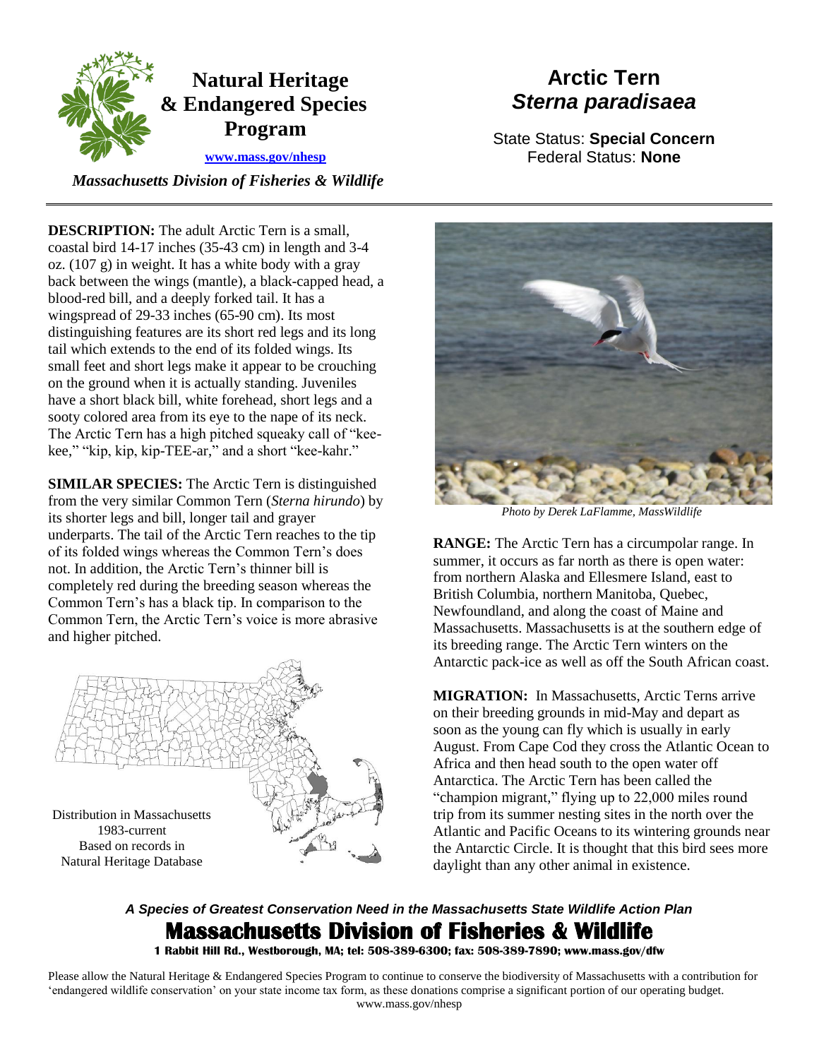# Natural Heritage & Endangered Species Program

www.mass.gov/nhesp

*Massachusetts Division of Fisheries & Wildlife*

# Arctic Tern
## *Sterna paradisaea*

State Status: **Special Concern**
Federal Status: **None**

**DESCRIPTION:** The adult Arctic Tern is a small, coastal bird 14-17 inches (35-43 cm) in length and 3-4 oz. (107 g) in weight. It has a white body with a gray back between the wings (mantle), a black-capped head, a blood-red bill, and a deeply forked tail. It has a wingspread of 29-33 inches (65-90 cm). Its most distinguishing features are its short red legs and its long tail which extends to the end of its folded wings. Its small feet and short legs make it appear to be crouching on the ground when it is actually standing. Juveniles have a short black bill, white forehead, short legs and a sooty colored area from its eye to the nape of its neck. The Arctic Tern has a high pitched squeaky call of "kee-kee," "kip, kip, kip-TEE-ar," and a short "kee-kahr."

**SIMILAR SPECIES:** The Arctic Tern is distinguished from the very similar Common Tern (*Sterna hirundo*) by its shorter legs and bill, longer tail and grayer underparts. The tail of the Arctic Tern reaches to the tip of its folded wings whereas the Common Tern's does not. In addition, the Arctic Tern's thinner bill is completely red during the breeding season whereas the Common Tern's has a black tip. In comparison to the Common Tern, the Arctic Tern's voice is more abrasive and higher pitched.

Distribution in Massachusetts
1983-current
Based on records in
Natural Heritage Database

*Photo by Derek LaFlamme, MassWildlife*

**RANGE:** The Arctic Tern has a circumpolar range. In summer, it occurs as far north as there is open water: from northern Alaska and Ellesmere Island, east to British Columbia, northern Manitoba, Quebec, Newfoundland, and along the coast of Maine and Massachusetts. Massachusetts is at the southern edge of its breeding range. The Arctic Tern winters on the Antarctic pack-ice as well as off the South African coast.

**MIGRATION:** In Massachusetts, Arctic Terns arrive on their breeding grounds in mid-May and depart as soon as the young can fly which is usually in early August. From Cape Cod they cross the Atlantic Ocean to Africa and then head south to the open water off Antarctica. The Arctic Tern has been called the "champion migrant," flying up to 22,000 miles round trip from its summer nesting sites in the north over the Atlantic and Pacific Oceans to its wintering grounds near the Antarctic Circle. It is thought that this bird sees more daylight than any other animal in existence.

***A Species of Greatest Conservation Need in the Massachusetts State Wildlife Action Plan***

**Massachusetts Division of Fisheries & Wildlife**

**1 Rabbit Hill Rd., Westborough, MA; tel: 508-389-6300; fax: 508-389-7890; www.mass.gov/dfw**

Please allow the Natural Heritage & Endangered Species Program to continue to conserve the biodiversity of Massachusetts with a contribution for 'endangered wildlife conservation' on your state income tax form, as these donations comprise a significant portion of our operating budget.
www.mass.gov/nhesp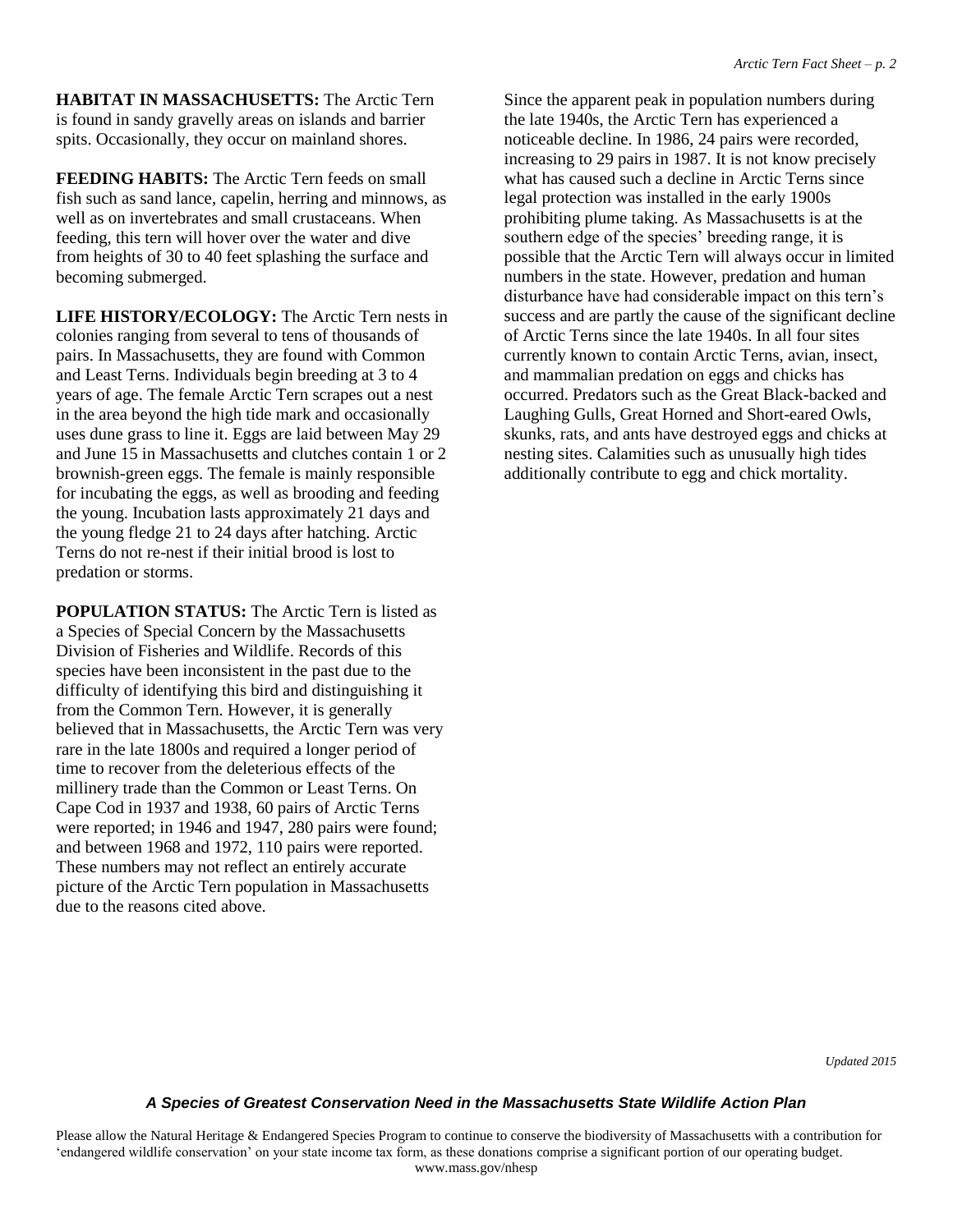**HABITAT IN MASSACHUSETTS:** The Arctic Tern is found in sandy gravelly areas on islands and barrier spits. Occasionally, they occur on mainland shores.

**FEEDING HABITS:** The Arctic Tern feeds on small fish such as sand lance, capelin, herring and minnows, as well as on invertebrates and small crustaceans. When feeding, this tern will hover over the water and dive from heights of 30 to 40 feet splashing the surface and becoming submerged.

**LIFE HISTORY/ECOLOGY:** The Arctic Tern nests in colonies ranging from several to tens of thousands of pairs. In Massachusetts, they are found with Common and Least Terns. Individuals begin breeding at 3 to 4 years of age. The female Arctic Tern scrapes out a nest in the area beyond the high tide mark and occasionally uses dune grass to line it. Eggs are laid between May 29 and June 15 in Massachusetts and clutches contain 1 or 2 brownish-green eggs. The female is mainly responsible for incubating the eggs, as well as brooding and feeding the young. Incubation lasts approximately 21 days and the young fledge 21 to 24 days after hatching. Arctic Terns do not re-nest if their initial brood is lost to predation or storms.

**POPULATION STATUS:** The Arctic Tern is listed as a Species of Special Concern by the Massachusetts Division of Fisheries and Wildlife. Records of this species have been inconsistent in the past due to the difficulty of identifying this bird and distinguishing it from the Common Tern. However, it is generally believed that in Massachusetts, the Arctic Tern was very rare in the late 1800s and required a longer period of time to recover from the deleterious effects of the millinery trade than the Common or Least Terns. On Cape Cod in 1937 and 1938, 60 pairs of Arctic Terns were reported; in 1946 and 1947, 280 pairs were found; and between 1968 and 1972, 110 pairs were reported. These numbers may not reflect an entirely accurate picture of the Arctic Tern population in Massachusetts due to the reasons cited above.

Since the apparent peak in population numbers during the late 1940s, the Arctic Tern has experienced a noticeable decline. In 1986, 24 pairs were recorded, increasing to 29 pairs in 1987. It is not know precisely what has caused such a decline in Arctic Terns since legal protection was installed in the early 1900s prohibiting plume taking. As Massachusetts is at the southern edge of the species' breeding range, it is possible that the Arctic Tern will always occur in limited numbers in the state. However, predation and human disturbance have had considerable impact on this tern's success and are partly the cause of the significant decline of Arctic Terns since the late 1940s. In all four sites currently known to contain Arctic Terns, avian, insect, and mammalian predation on eggs and chicks has occurred. Predators such as the Great Black-backed and Laughing Gulls, Great Horned and Short-eared Owls, skunks, rats, and ants have destroyed eggs and chicks at nesting sites. Calamities such as unusually high tides additionally contribute to egg and chick mortality.

*Updated 2015*

***A Species of Greatest Conservation Need in the Massachusetts State Wildlife Action Plan***

Please allow the Natural Heritage & Endangered Species Program to continue to conserve the biodiversity of Massachusetts with a contribution for 'endangered wildlife conservation' on your state income tax form, as these donations comprise a significant portion of our operating budget.
www.mass.gov/nhesp